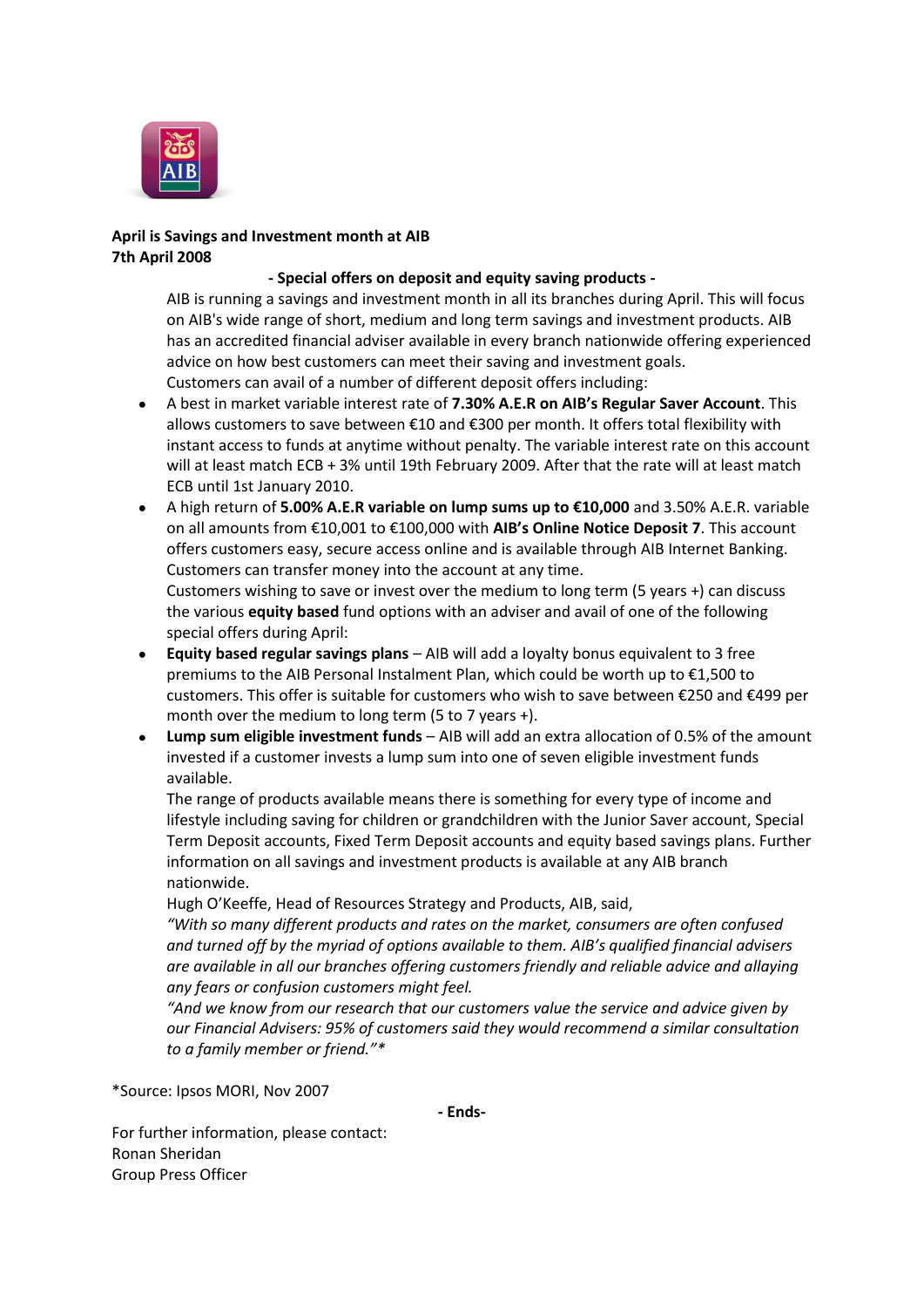**April is Savings and Investment month at AIB**
**7th April 2008**

**- Special offers on deposit and equity saving products -**

AIB is running a savings and investment month in all its branches during April. This will focus on AIB's wide range of short, medium and long term savings and investment products. AIB has an accredited financial adviser available in every branch nationwide offering experienced advice on how best customers can meet their saving and investment goals.

Customers can avail of a number of different deposit offers including:

- A best in market variable interest rate of **7.30% A.E.R on AIB's Regular Saver Account**. This allows customers to save between €10 and €300 per month. It offers total flexibility with instant access to funds at anytime without penalty. The variable interest rate on this account will at least match ECB + 3% until 19th February 2009. After that the rate will at least match ECB until 1st January 2010.
- A high return of **5.00% A.E.R variable on lump sums up to €10,000** and 3.50% A.E.R. variable on all amounts from €10,001 to €100,000 with **AIB's Online Notice Deposit 7**. This account offers customers easy, secure access online and is available through AIB Internet Banking. Customers can transfer money into the account at any time.

Customers wishing to save or invest over the medium to long term (5 years +) can discuss the various **equity based** fund options with an adviser and avail of one of the following special offers during April:

- **Equity based regular savings plans** – AIB will add a loyalty bonus equivalent to 3 free premiums to the AIB Personal Instalment Plan, which could be worth up to €1,500 to customers. This offer is suitable for customers who wish to save between €250 and €499 per month over the medium to long term (5 to 7 years +).
- **Lump sum eligible investment funds** – AIB will add an extra allocation of 0.5% of the amount invested if a customer invests a lump sum into one of seven eligible investment funds available.

The range of products available means there is something for every type of income and lifestyle including saving for children or grandchildren with the Junior Saver account, Special Term Deposit accounts, Fixed Term Deposit accounts and equity based savings plans. Further information on all savings and investment products is available at any AIB branch nationwide.

Hugh O'Keeffe, Head of Resources Strategy and Products, AIB, said,

*"With so many different products and rates on the market, consumers are often confused and turned off by the myriad of options available to them. AIB's qualified financial advisers are available in all our branches offering customers friendly and reliable advice and allaying any fears or confusion customers might feel.*

*"And we know from our research that our customers value the service and advice given by our Financial Advisers: 95% of customers said they would recommend a similar consultation to a family member or friend."\**

\*Source: Ipsos MORI, Nov 2007

**- Ends-**

For further information, please contact:
Ronan Sheridan
Group Press Officer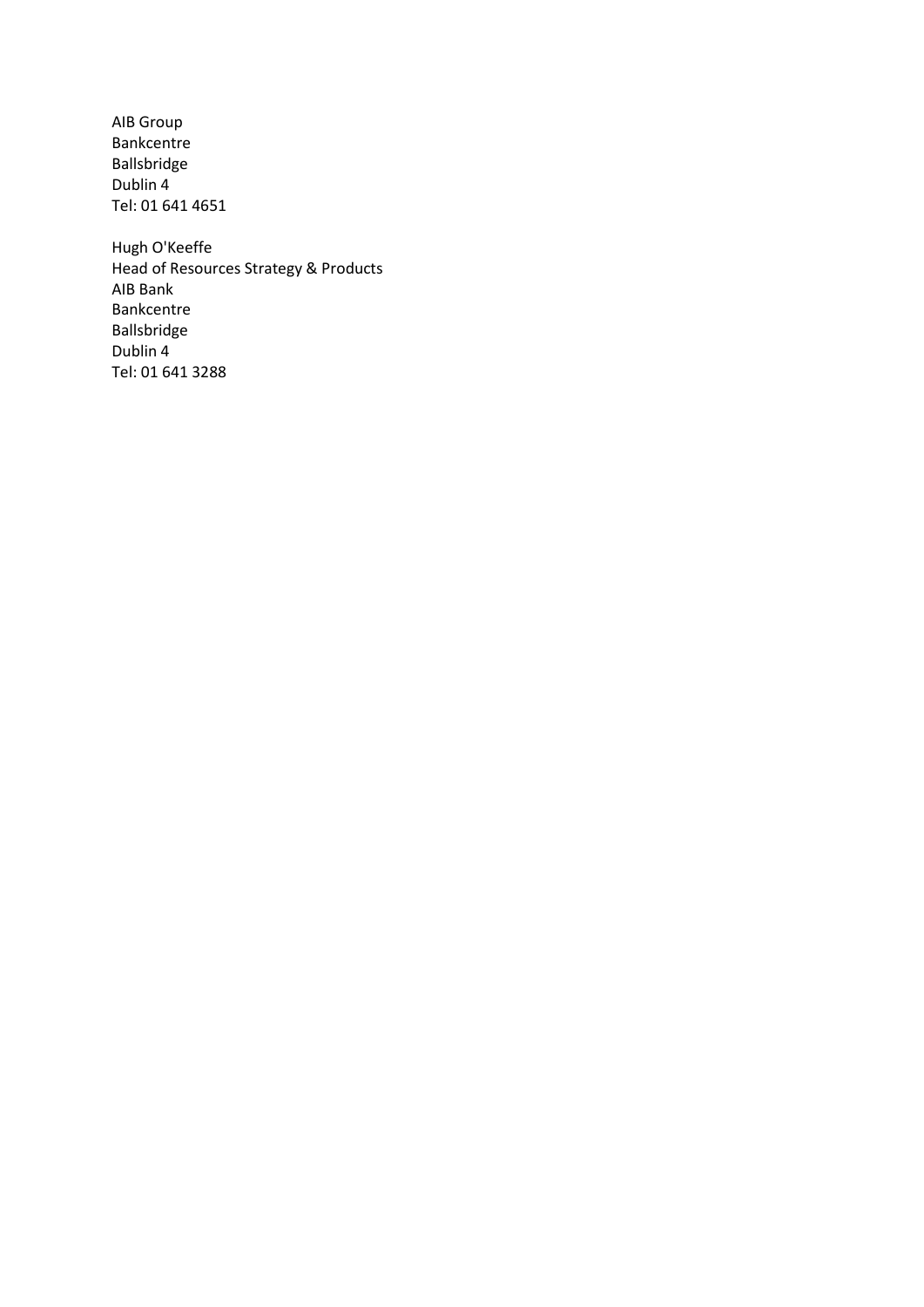AIB Group
Bankcentre
Ballsbridge
Dublin 4
Tel: 01 641 4651

Hugh O'Keeffe
Head of Resources Strategy & Products
AIB Bank
Bankcentre
Ballsbridge
Dublin 4
Tel: 01 641 3288